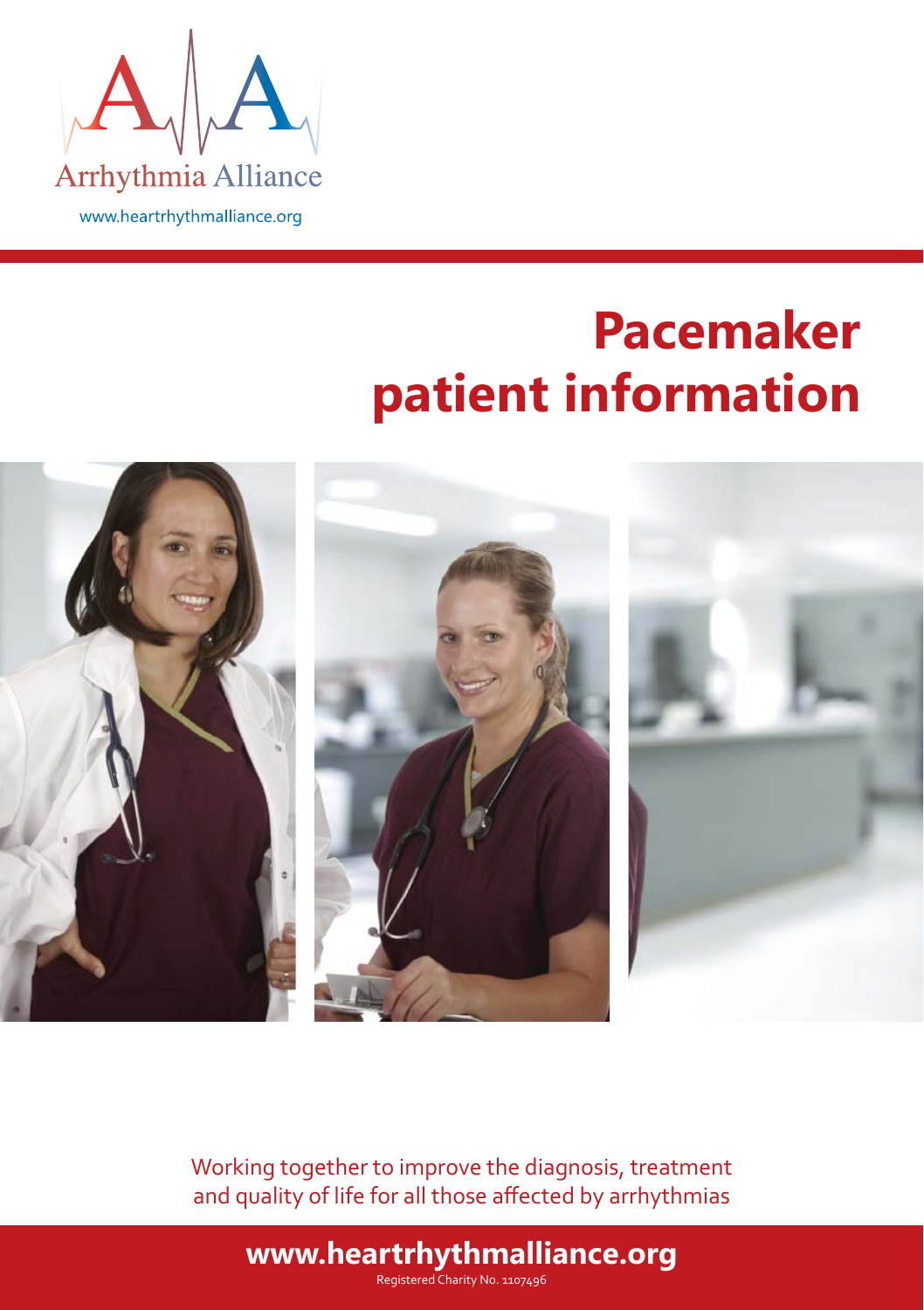Arrhythmia Alliance

www.heartrhythmalliance.org

# Pacemaker patient information

Working together to improve the diagnosis, treatment and quality of life for all those affected by arrhythmias

**www.heartrhythmalliance.org**

Registered Charity No. 1107496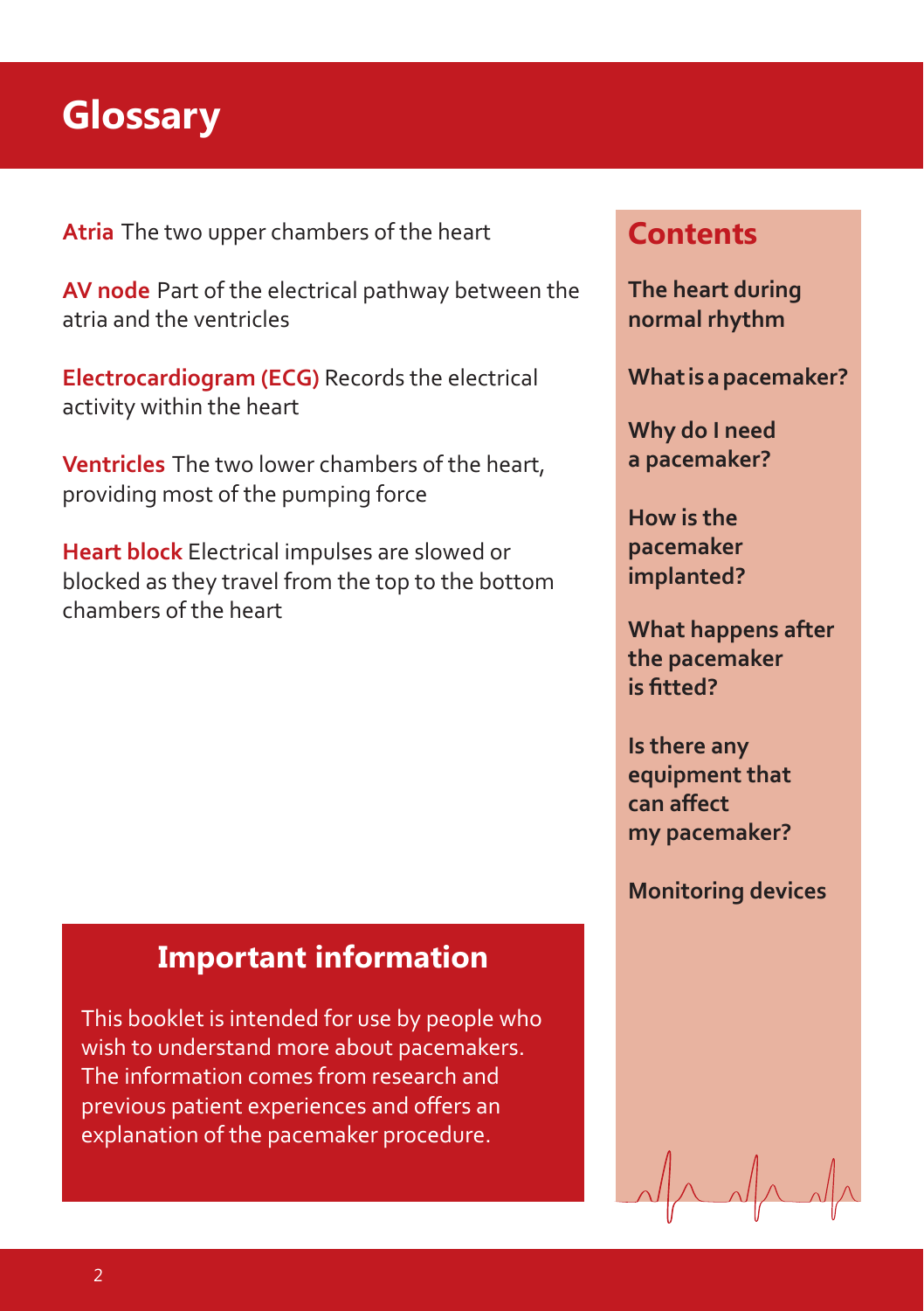# Glossary

**Atria** The two upper chambers of the heart

**AV node** Part of the electrical pathway between the atria and the ventricles

**Electrocardiogram (ECG)** Records the electrical activity within the heart

**Ventricles** The two lower chambers of the heart, providing most of the pumping force

**Heart block** Electrical impulses are slowed or blocked as they travel from the top to the bottom chambers of the heart

## Contents

**The heart during normal rhythm**

**What is a pacemaker?**

**Why do I need a pacemaker?**

**How is the pacemaker implanted?**

**What happens after the pacemaker is fitted?**

**Is there any equipment that can affect my pacemaker?**

**Monitoring devices**

## Important information

This booklet is intended for use by people who wish to understand more about pacemakers. The information comes from research and previous patient experiences and offers an explanation of the pacemaker procedure.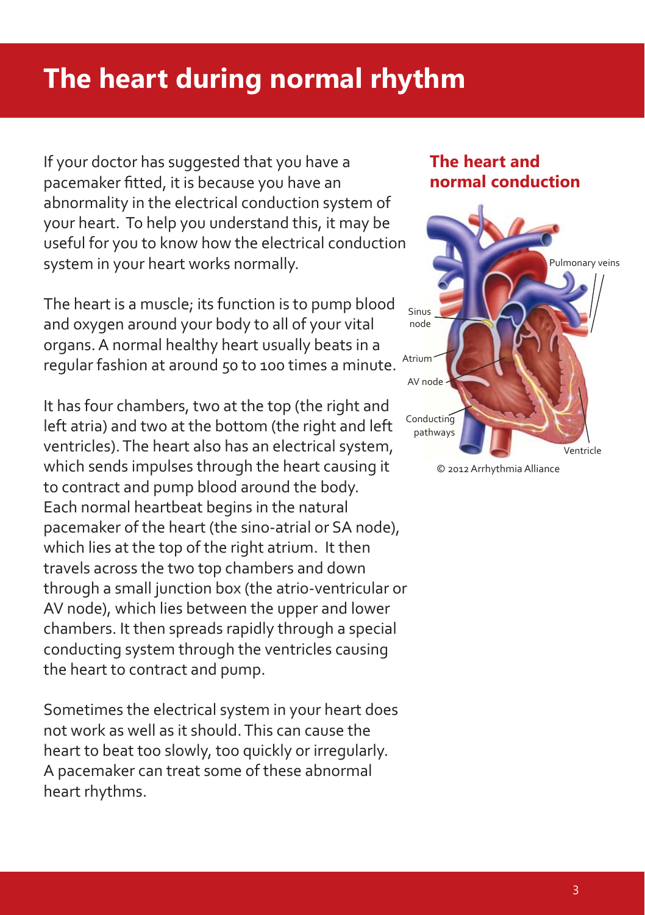# The heart during normal rhythm

If your doctor has suggested that you have a pacemaker fitted, it is because you have an abnormality in the electrical conduction system of your heart. To help you understand this, it may be useful for you to know how the electrical conduction system in your heart works normally.

The heart is a muscle; its function is to pump blood and oxygen around your body to all of your vital organs. A normal healthy heart usually beats in a regular fashion at around 50 to 100 times a minute.

It has four chambers, two at the top (the right and left atria) and two at the bottom (the right and left ventricles). The heart also has an electrical system, which sends impulses through the heart causing it to contract and pump blood around the body. Each normal heartbeat begins in the natural pacemaker of the heart (the sino-atrial or SA node), which lies at the top of the right atrium. It then travels across the two top chambers and down through a small junction box (the atrio-ventricular or AV node), which lies between the upper and lower chambers. It then spreads rapidly through a special conducting system through the ventricles causing the heart to contract and pump.

Sometimes the electrical system in your heart does not work as well as it should. This can cause the heart to beat too slowly, too quickly or irregularly. A pacemaker can treat some of these abnormal heart rhythms.

## The heart and normal conduction

Pulmonary veins

Sinus node

Atrium

AV node

Conducting pathways

Ventricle

© 2012 Arrhythmia Alliance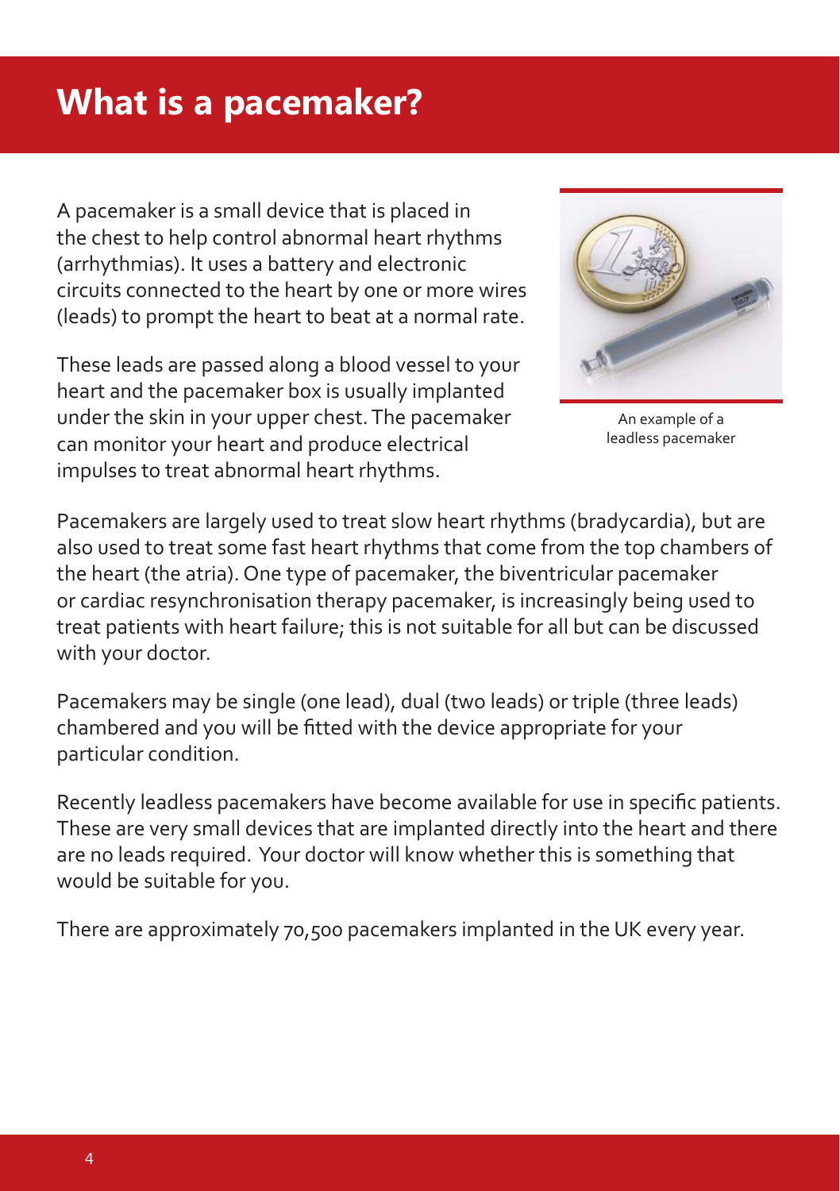# What is a pacemaker?

A pacemaker is a small device that is placed in the chest to help control abnormal heart rhythms (arrhythmias). It uses a battery and electronic circuits connected to the heart by one or more wires (leads) to prompt the heart to beat at a normal rate.

These leads are passed along a blood vessel to your heart and the pacemaker box is usually implanted under the skin in your upper chest. The pacemaker can monitor your heart and produce electrical impulses to treat abnormal heart rhythms.

An example of a leadless pacemaker

Pacemakers are largely used to treat slow heart rhythms (bradycardia), but are also used to treat some fast heart rhythms that come from the top chambers of the heart (the atria). One type of pacemaker, the biventricular pacemaker or cardiac resynchronisation therapy pacemaker, is increasingly being used to treat patients with heart failure; this is not suitable for all but can be discussed with your doctor.

Pacemakers may be single (one lead), dual (two leads) or triple (three leads) chambered and you will be fitted with the device appropriate for your particular condition.

Recently leadless pacemakers have become available for use in specific patients. These are very small devices that are implanted directly into the heart and there are no leads required. Your doctor will know whether this is something that would be suitable for you.

There are approximately 70,500 pacemakers implanted in the UK every year.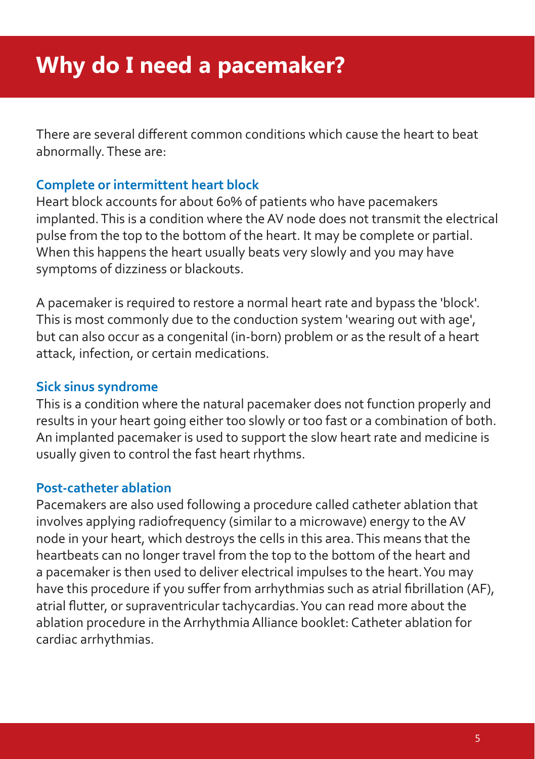# Why do I need a pacemaker?

There are several different common conditions which cause the heart to beat abnormally. These are:

### Complete or intermittent heart block

Heart block accounts for about 60% of patients who have pacemakers implanted. This is a condition where the AV node does not transmit the electrical pulse from the top to the bottom of the heart. It may be complete or partial. When this happens the heart usually beats very slowly and you may have symptoms of dizziness or blackouts.

A pacemaker is required to restore a normal heart rate and bypass the 'block'. This is most commonly due to the conduction system 'wearing out with age', but can also occur as a congenital (in-born) problem or as the result of a heart attack, infection, or certain medications.

### Sick sinus syndrome

This is a condition where the natural pacemaker does not function properly and results in your heart going either too slowly or too fast or a combination of both. An implanted pacemaker is used to support the slow heart rate and medicine is usually given to control the fast heart rhythms.

### Post-catheter ablation

Pacemakers are also used following a procedure called catheter ablation that involves applying radiofrequency (similar to a microwave) energy to the AV node in your heart, which destroys the cells in this area. This means that the heartbeats can no longer travel from the top to the bottom of the heart and a pacemaker is then used to deliver electrical impulses to the heart. You may have this procedure if you suffer from arrhythmias such as atrial fibrillation (AF), atrial flutter, or supraventricular tachycardias. You can read more about the ablation procedure in the Arrhythmia Alliance booklet: Catheter ablation for cardiac arrhythmias.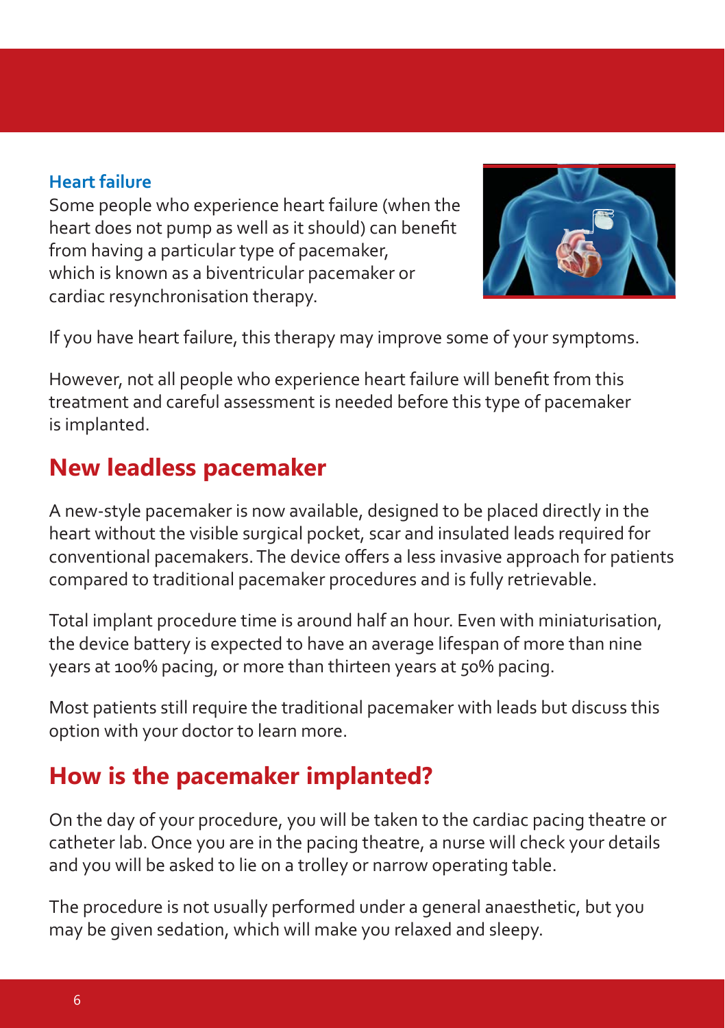### Heart failure

Some people who experience heart failure (when the heart does not pump as well as it should) can benefit from having a particular type of pacemaker, which is known as a biventricular pacemaker or cardiac resynchronisation therapy.

If you have heart failure, this therapy may improve some of your symptoms.

However, not all people who experience heart failure will benefit from this treatment and careful assessment is needed before this type of pacemaker is implanted.

## New leadless pacemaker

A new-style pacemaker is now available, designed to be placed directly in the heart without the visible surgical pocket, scar and insulated leads required for conventional pacemakers. The device offers a less invasive approach for patients compared to traditional pacemaker procedures and is fully retrievable.

Total implant procedure time is around half an hour. Even with miniaturisation, the device battery is expected to have an average lifespan of more than nine years at 100% pacing, or more than thirteen years at 50% pacing.

Most patients still require the traditional pacemaker with leads but discuss this option with your doctor to learn more.

## How is the pacemaker implanted?

On the day of your procedure, you will be taken to the cardiac pacing theatre or catheter lab. Once you are in the pacing theatre, a nurse will check your details and you will be asked to lie on a trolley or narrow operating table.

The procedure is not usually performed under a general anaesthetic, but you may be given sedation, which will make you relaxed and sleepy.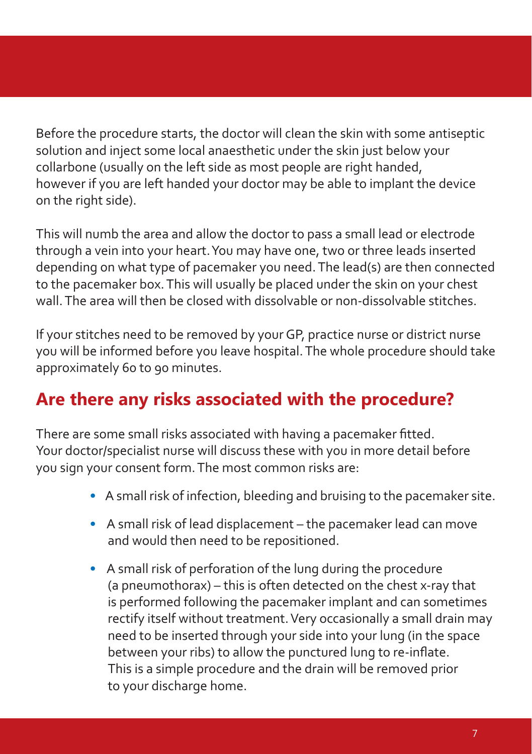Before the procedure starts, the doctor will clean the skin with some antiseptic solution and inject some local anaesthetic under the skin just below your collarbone (usually on the left side as most people are right handed, however if you are left handed your doctor may be able to implant the device on the right side).

This will numb the area and allow the doctor to pass a small lead or electrode through a vein into your heart. You may have one, two or three leads inserted depending on what type of pacemaker you need. The lead(s) are then connected to the pacemaker box. This will usually be placed under the skin on your chest wall. The area will then be closed with dissolvable or non-dissolvable stitches.

If your stitches need to be removed by your GP, practice nurse or district nurse you will be informed before you leave hospital. The whole procedure should take approximately 60 to 90 minutes.

## Are there any risks associated with the procedure?

There are some small risks associated with having a pacemaker fitted. Your doctor/specialist nurse will discuss these with you in more detail before you sign your consent form. The most common risks are:

- A small risk of infection, bleeding and bruising to the pacemaker site.
- A small risk of lead displacement – the pacemaker lead can move and would then need to be repositioned.
- A small risk of perforation of the lung during the procedure (a pneumothorax) – this is often detected on the chest x-ray that is performed following the pacemaker implant and can sometimes rectify itself without treatment. Very occasionally a small drain may need to be inserted through your side into your lung (in the space between your ribs) to allow the punctured lung to re-inflate. This is a simple procedure and the drain will be removed prior to your discharge home.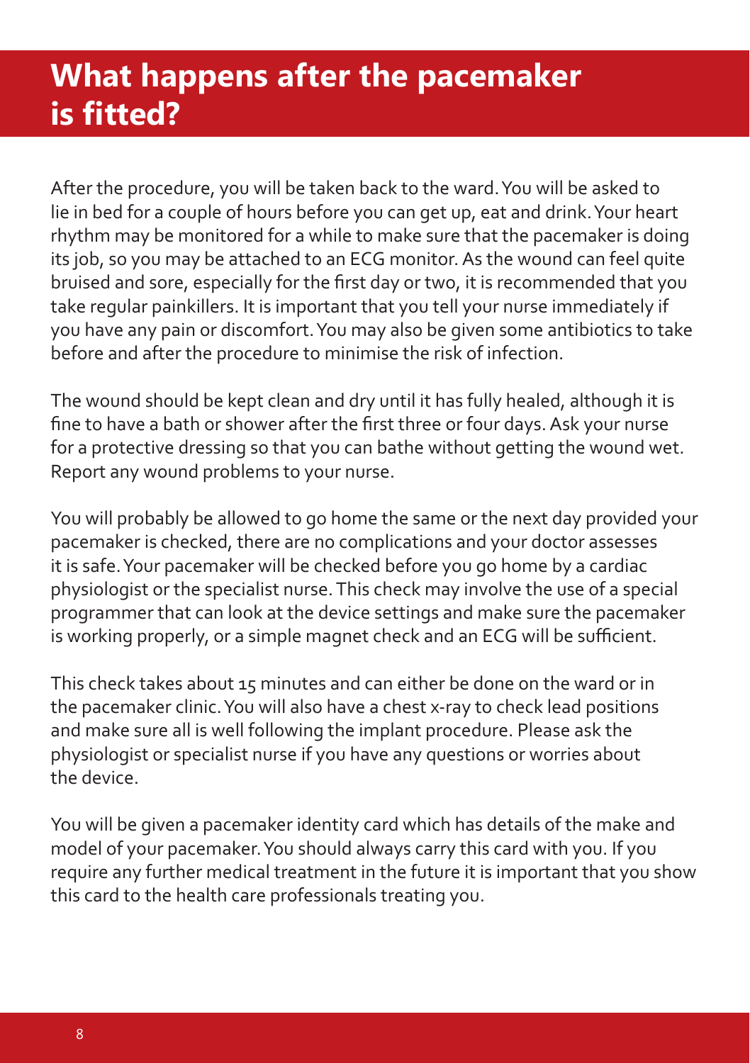# What happens after the pacemaker is fitted?

After the procedure, you will be taken back to the ward. You will be asked to lie in bed for a couple of hours before you can get up, eat and drink. Your heart rhythm may be monitored for a while to make sure that the pacemaker is doing its job, so you may be attached to an ECG monitor. As the wound can feel quite bruised and sore, especially for the first day or two, it is recommended that you take regular painkillers. It is important that you tell your nurse immediately if you have any pain or discomfort. You may also be given some antibiotics to take before and after the procedure to minimise the risk of infection.

The wound should be kept clean and dry until it has fully healed, although it is fine to have a bath or shower after the first three or four days. Ask your nurse for a protective dressing so that you can bathe without getting the wound wet. Report any wound problems to your nurse.

You will probably be allowed to go home the same or the next day provided your pacemaker is checked, there are no complications and your doctor assesses it is safe. Your pacemaker will be checked before you go home by a cardiac physiologist or the specialist nurse. This check may involve the use of a special programmer that can look at the device settings and make sure the pacemaker is working properly, or a simple magnet check and an ECG will be sufficient.

This check takes about 15 minutes and can either be done on the ward or in the pacemaker clinic. You will also have a chest x-ray to check lead positions and make sure all is well following the implant procedure. Please ask the physiologist or specialist nurse if you have any questions or worries about the device.

You will be given a pacemaker identity card which has details of the make and model of your pacemaker. You should always carry this card with you. If you require any further medical treatment in the future it is important that you show this card to the health care professionals treating you.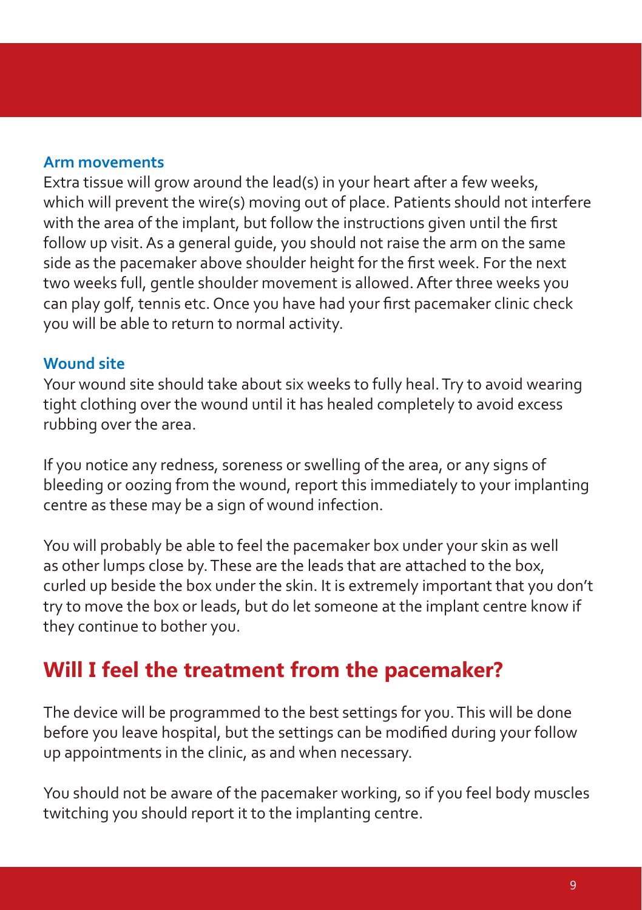### Arm movements

Extra tissue will grow around the lead(s) in your heart after a few weeks, which will prevent the wire(s) moving out of place. Patients should not interfere with the area of the implant, but follow the instructions given until the first follow up visit. As a general guide, you should not raise the arm on the same side as the pacemaker above shoulder height for the first week. For the next two weeks full, gentle shoulder movement is allowed. After three weeks you can play golf, tennis etc. Once you have had your first pacemaker clinic check you will be able to return to normal activity.

### Wound site

Your wound site should take about six weeks to fully heal. Try to avoid wearing tight clothing over the wound until it has healed completely to avoid excess rubbing over the area.

If you notice any redness, soreness or swelling of the area, or any signs of bleeding or oozing from the wound, report this immediately to your implanting centre as these may be a sign of wound infection.

You will probably be able to feel the pacemaker box under your skin as well as other lumps close by. These are the leads that are attached to the box, curled up beside the box under the skin. It is extremely important that you don't try to move the box or leads, but do let someone at the implant centre know if they continue to bother you.

## Will I feel the treatment from the pacemaker?

The device will be programmed to the best settings for you. This will be done before you leave hospital, but the settings can be modified during your follow up appointments in the clinic, as and when necessary.

You should not be aware of the pacemaker working, so if you feel body muscles twitching you should report it to the implanting centre.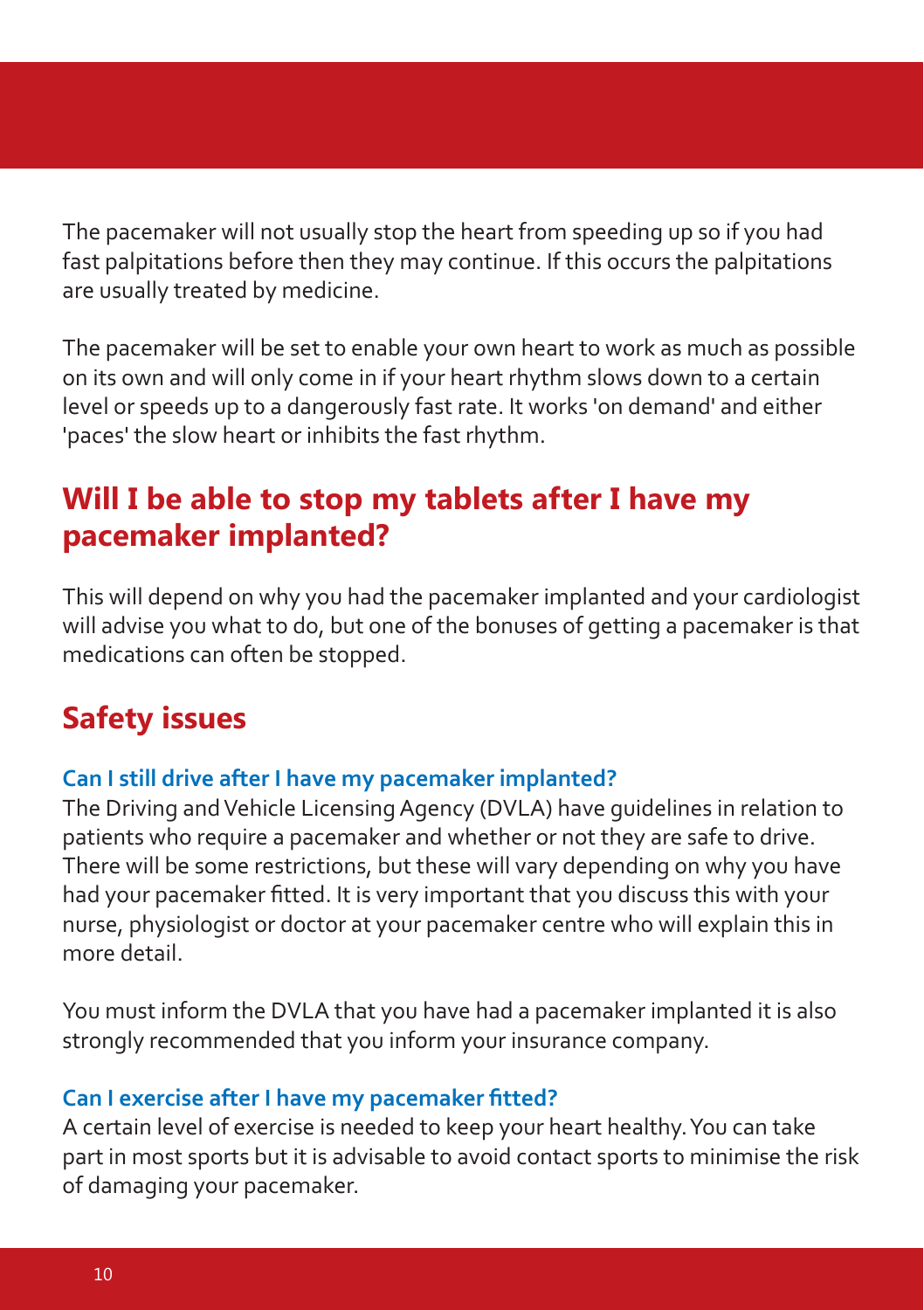The pacemaker will not usually stop the heart from speeding up so if you had fast palpitations before then they may continue. If this occurs the palpitations are usually treated by medicine.

The pacemaker will be set to enable your own heart to work as much as possible on its own and will only come in if your heart rhythm slows down to a certain level or speeds up to a dangerously fast rate. It works 'on demand' and either 'paces' the slow heart or inhibits the fast rhythm.

## Will I be able to stop my tablets after I have my pacemaker implanted?

This will depend on why you had the pacemaker implanted and your cardiologist will advise you what to do, but one of the bonuses of getting a pacemaker is that medications can often be stopped.

## Safety issues

### Can I still drive after I have my pacemaker implanted?

The Driving and Vehicle Licensing Agency (DVLA) have guidelines in relation to patients who require a pacemaker and whether or not they are safe to drive. There will be some restrictions, but these will vary depending on why you have had your pacemaker fitted. It is very important that you discuss this with your nurse, physiologist or doctor at your pacemaker centre who will explain this in more detail.

You must inform the DVLA that you have had a pacemaker implanted it is also strongly recommended that you inform your insurance company.

### Can I exercise after I have my pacemaker fitted?

A certain level of exercise is needed to keep your heart healthy. You can take part in most sports but it is advisable to avoid contact sports to minimise the risk of damaging your pacemaker.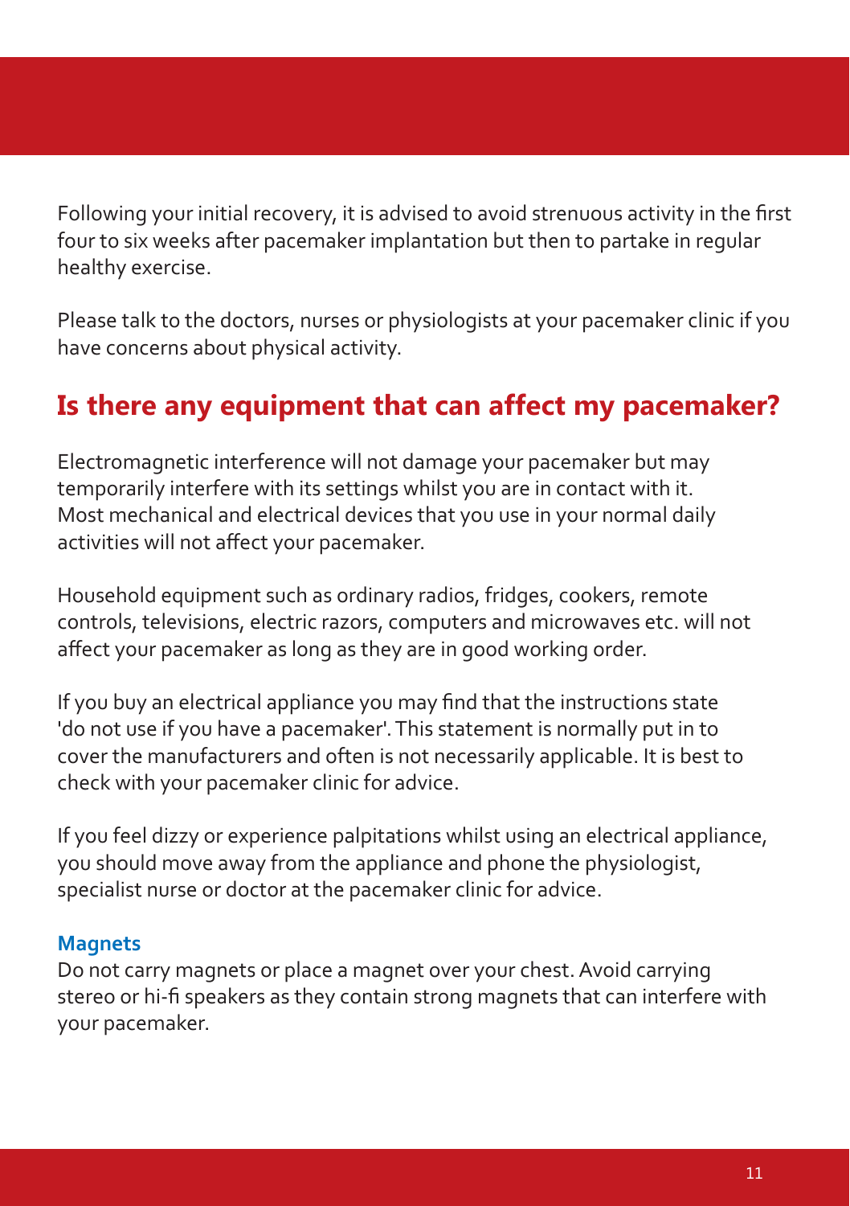Following your initial recovery, it is advised to avoid strenuous activity in the first four to six weeks after pacemaker implantation but then to partake in regular healthy exercise.

Please talk to the doctors, nurses or physiologists at your pacemaker clinic if you have concerns about physical activity.

## Is there any equipment that can affect my pacemaker?

Electromagnetic interference will not damage your pacemaker but may temporarily interfere with its settings whilst you are in contact with it. Most mechanical and electrical devices that you use in your normal daily activities will not affect your pacemaker.

Household equipment such as ordinary radios, fridges, cookers, remote controls, televisions, electric razors, computers and microwaves etc. will not affect your pacemaker as long as they are in good working order.

If you buy an electrical appliance you may find that the instructions state 'do not use if you have a pacemaker'. This statement is normally put in to cover the manufacturers and often is not necessarily applicable. It is best to check with your pacemaker clinic for advice.

If you feel dizzy or experience palpitations whilst using an electrical appliance, you should move away from the appliance and phone the physiologist, specialist nurse or doctor at the pacemaker clinic for advice.

### Magnets

Do not carry magnets or place a magnet over your chest. Avoid carrying stereo or hi-fi speakers as they contain strong magnets that can interfere with your pacemaker.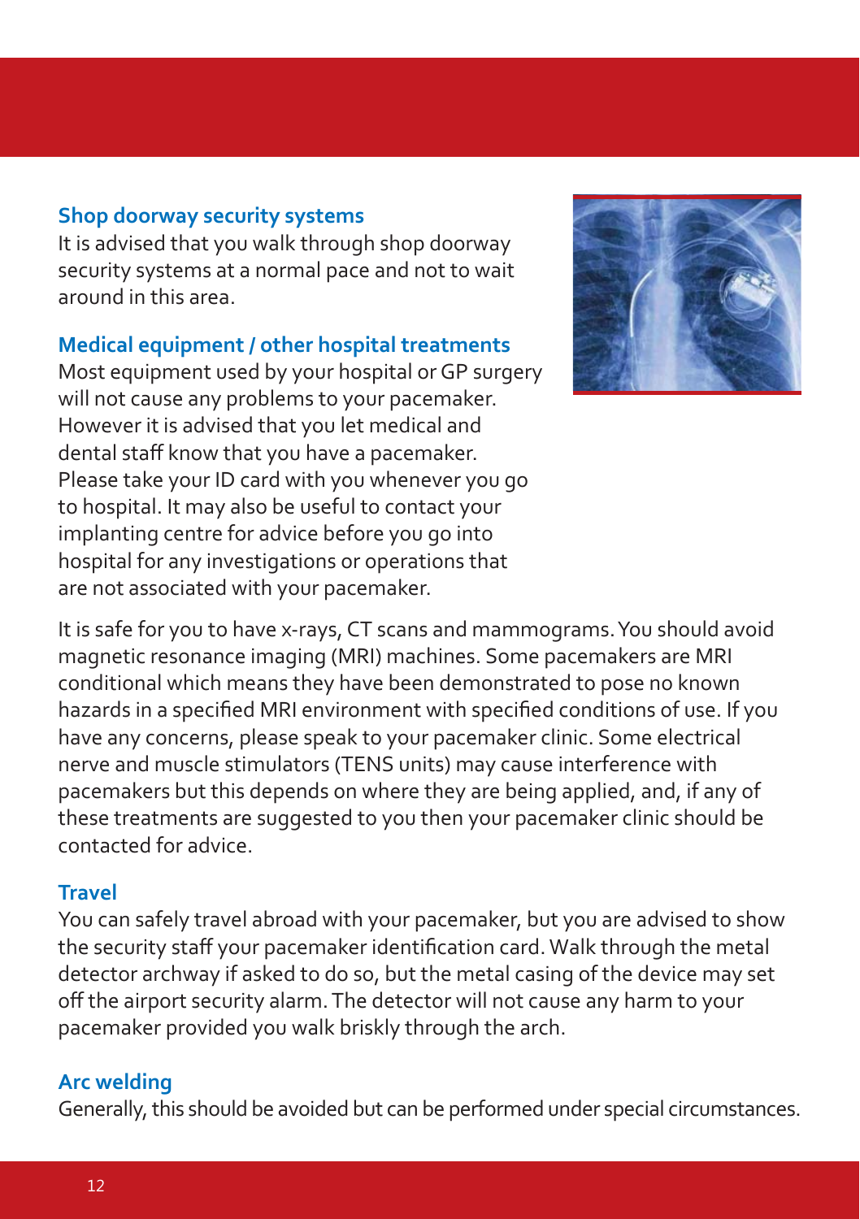### Shop doorway security systems

It is advised that you walk through shop doorway security systems at a normal pace and not to wait around in this area.

### Medical equipment / other hospital treatments

Most equipment used by your hospital or GP surgery will not cause any problems to your pacemaker. However it is advised that you let medical and dental staff know that you have a pacemaker. Please take your ID card with you whenever you go to hospital. It may also be useful to contact your implanting centre for advice before you go into hospital for any investigations or operations that are not associated with your pacemaker.

It is safe for you to have x-rays, CT scans and mammograms. You should avoid magnetic resonance imaging (MRI) machines. Some pacemakers are MRI conditional which means they have been demonstrated to pose no known hazards in a specified MRI environment with specified conditions of use. If you have any concerns, please speak to your pacemaker clinic. Some electrical nerve and muscle stimulators (TENS units) may cause interference with pacemakers but this depends on where they are being applied, and, if any of these treatments are suggested to you then your pacemaker clinic should be contacted for advice.

### Travel

You can safely travel abroad with your pacemaker, but you are advised to show the security staff your pacemaker identification card. Walk through the metal detector archway if asked to do so, but the metal casing of the device may set off the airport security alarm. The detector will not cause any harm to your pacemaker provided you walk briskly through the arch.

### Arc welding

Generally, this should be avoided but can be performed under special circumstances.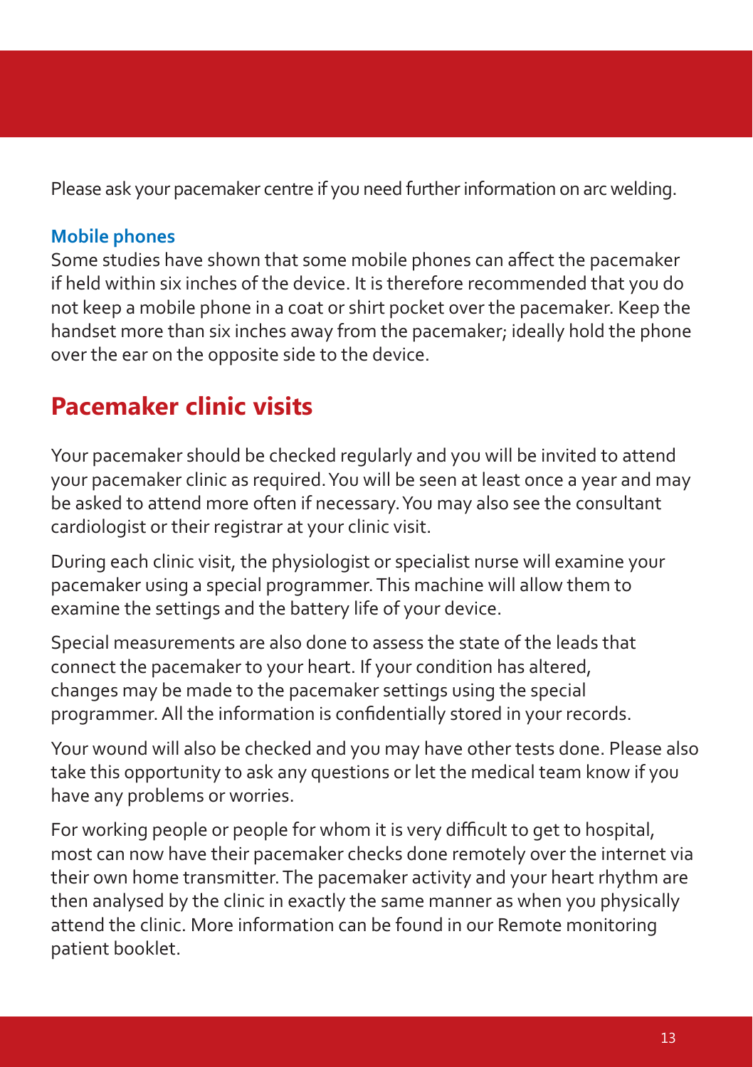Please ask your pacemaker centre if you need further information on arc welding.

### Mobile phones

Some studies have shown that some mobile phones can affect the pacemaker if held within six inches of the device. It is therefore recommended that you do not keep a mobile phone in a coat or shirt pocket over the pacemaker. Keep the handset more than six inches away from the pacemaker; ideally hold the phone over the ear on the opposite side to the device.

## Pacemaker clinic visits

Your pacemaker should be checked regularly and you will be invited to attend your pacemaker clinic as required. You will be seen at least once a year and may be asked to attend more often if necessary. You may also see the consultant cardiologist or their registrar at your clinic visit.

During each clinic visit, the physiologist or specialist nurse will examine your pacemaker using a special programmer. This machine will allow them to examine the settings and the battery life of your device.

Special measurements are also done to assess the state of the leads that connect the pacemaker to your heart. If your condition has altered, changes may be made to the pacemaker settings using the special programmer. All the information is confidentially stored in your records.

Your wound will also be checked and you may have other tests done. Please also take this opportunity to ask any questions or let the medical team know if you have any problems or worries.

For working people or people for whom it is very difficult to get to hospital, most can now have their pacemaker checks done remotely over the internet via their own home transmitter. The pacemaker activity and your heart rhythm are then analysed by the clinic in exactly the same manner as when you physically attend the clinic. More information can be found in our Remote monitoring patient booklet.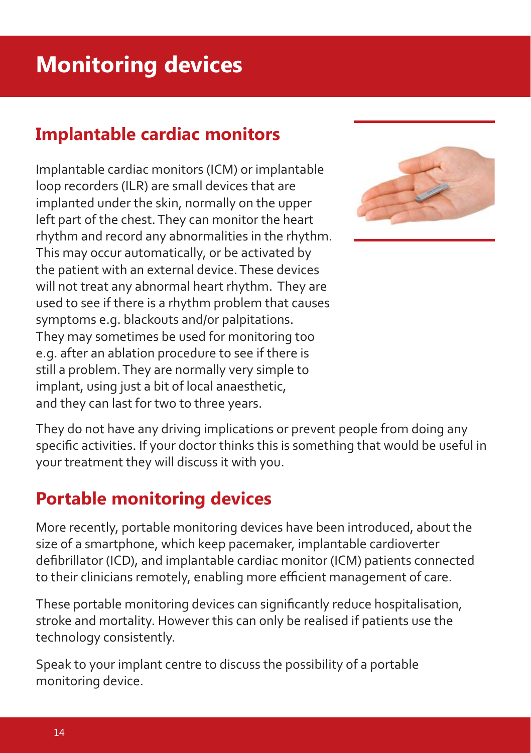# Monitoring devices

## Implantable cardiac monitors

Implantable cardiac monitors (ICM) or implantable loop recorders (ILR) are small devices that are implanted under the skin, normally on the upper left part of the chest. They can monitor the heart rhythm and record any abnormalities in the rhythm. This may occur automatically, or be activated by the patient with an external device. These devices will not treat any abnormal heart rhythm. They are used to see if there is a rhythm problem that causes symptoms e.g. blackouts and/or palpitations. They may sometimes be used for monitoring too e.g. after an ablation procedure to see if there is still a problem. They are normally very simple to implant, using just a bit of local anaesthetic, and they can last for two to three years.

They do not have any driving implications or prevent people from doing any specific activities. If your doctor thinks this is something that would be useful in your treatment they will discuss it with you.

## Portable monitoring devices

More recently, portable monitoring devices have been introduced, about the size of a smartphone, which keep pacemaker, implantable cardioverter defibrillator (ICD), and implantable cardiac monitor (ICM) patients connected to their clinicians remotely, enabling more efficient management of care.

These portable monitoring devices can significantly reduce hospitalisation, stroke and mortality. However this can only be realised if patients use the technology consistently.

Speak to your implant centre to discuss the possibility of a portable monitoring device.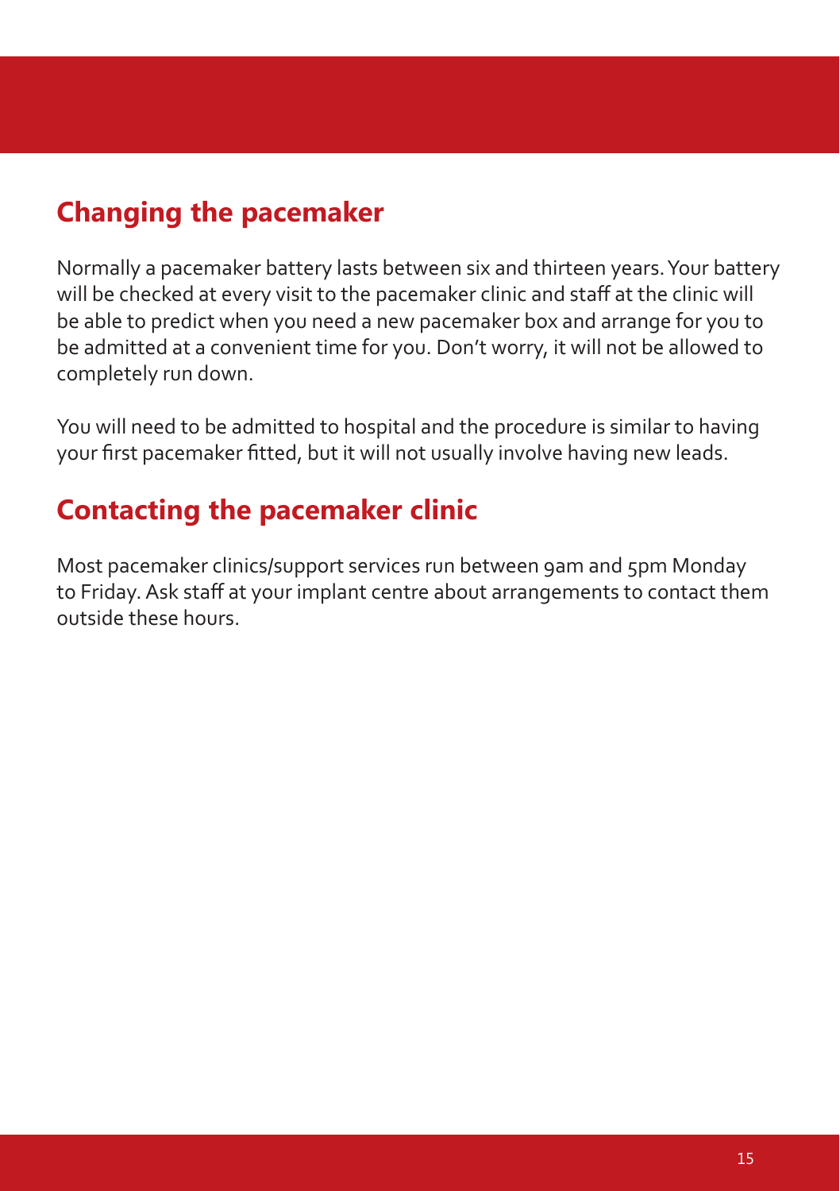## Changing the pacemaker

Normally a pacemaker battery lasts between six and thirteen years. Your battery will be checked at every visit to the pacemaker clinic and staff at the clinic will be able to predict when you need a new pacemaker box and arrange for you to be admitted at a convenient time for you. Don't worry, it will not be allowed to completely run down.

You will need to be admitted to hospital and the procedure is similar to having your first pacemaker fitted, but it will not usually involve having new leads.

## Contacting the pacemaker clinic

Most pacemaker clinics/support services run between 9am and 5pm Monday to Friday. Ask staff at your implant centre about arrangements to contact them outside these hours.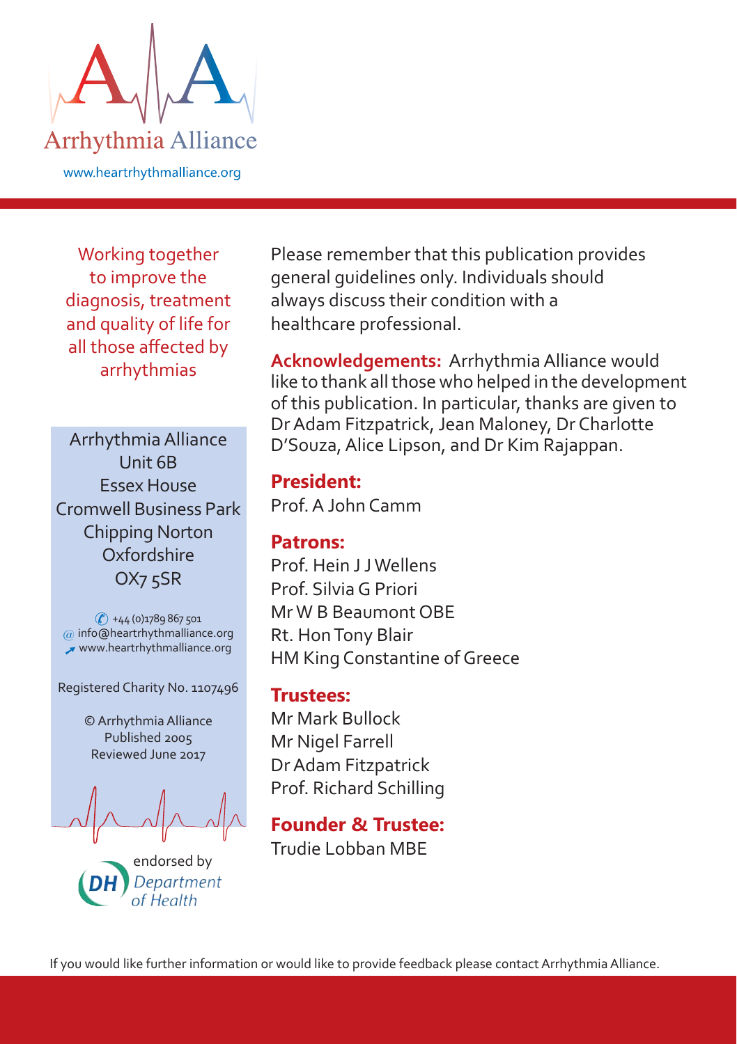Arrhythmia Alliance

www.heartrhythmalliance.org

Working together to improve the diagnosis, treatment and quality of life for all those affected by arrhythmias

Arrhythmia Alliance
Unit 6B
Essex House
Cromwell Business Park
Chipping Norton
Oxfordshire
OX7 5SR

+44 (0)1789 867 501
info@heartrhythmalliance.org
www.heartrhythmalliance.org

Registered Charity No. 1107496

© Arrhythmia Alliance
Published 2005
Reviewed June 2017

endorsed by DH Department of Health

Please remember that this publication provides general guidelines only. Individuals should always discuss their condition with a healthcare professional.

**Acknowledgements:** Arrhythmia Alliance would like to thank all those who helped in the development of this publication. In particular, thanks are given to Dr Adam Fitzpatrick, Jean Maloney, Dr Charlotte D'Souza, Alice Lipson, and Dr Kim Rajappan.

**President:**
Prof. A John Camm

**Patrons:**
Prof. Hein J J Wellens
Prof. Silvia G Priori
Mr W B Beaumont OBE
Rt. Hon Tony Blair
HM King Constantine of Greece

**Trustees:**
Mr Mark Bullock
Mr Nigel Farrell
Dr Adam Fitzpatrick
Prof. Richard Schilling

**Founder & Trustee:**
Trudie Lobban MBE

If you would like further information or would like to provide feedback please contact Arrhythmia Alliance.